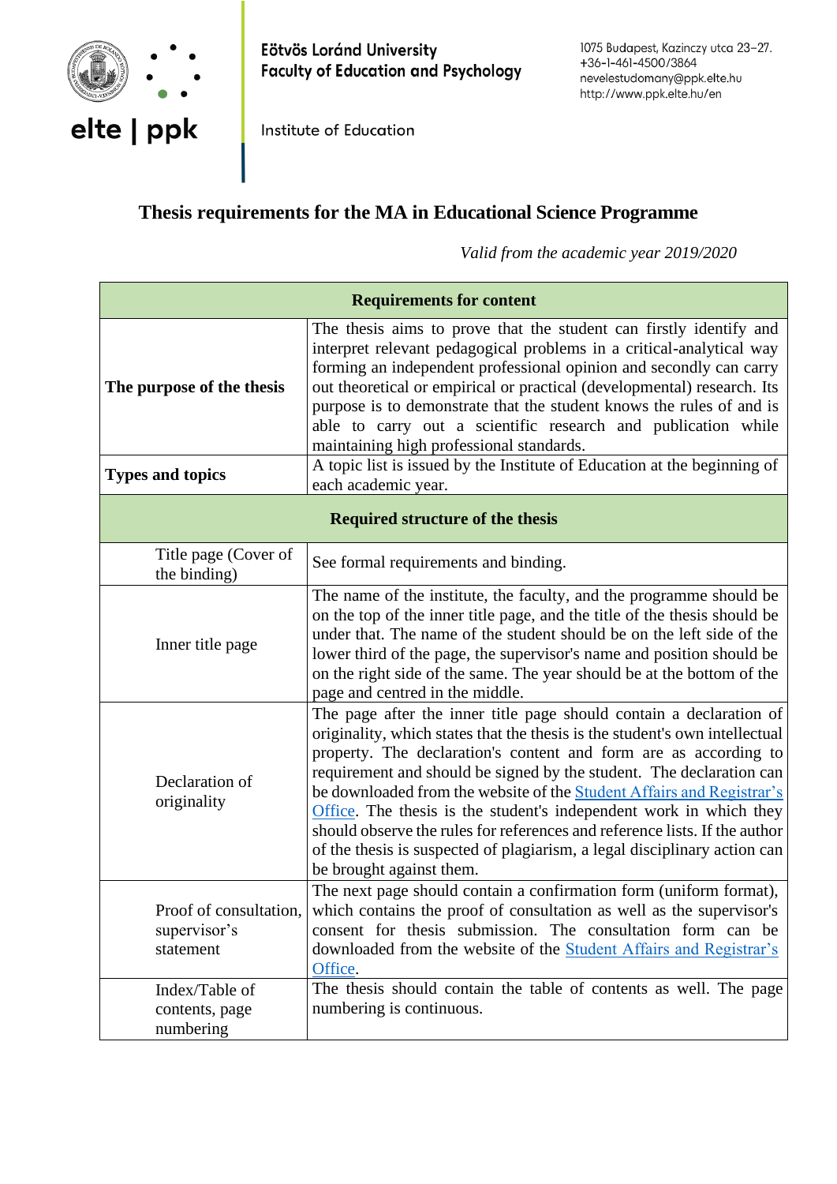Eötvös Loránd University
Faculty of Education and Psychology

Institute of Education

1075 Budapest, Kazinczy utca 23-27.
+36-1-461-4500/3864
nevelestudomany@ppk.elte.hu
http://www.ppk.elte.hu/en

# Thesis requirements for the MA in Educational Science Programme

*Valid from the academic year 2019/2020*

| **Requirements for content** | |
|---|---|
| **The purpose of the thesis** | The thesis aims to prove that the student can firstly identify and interpret relevant pedagogical problems in a critical-analytical way forming an independent professional opinion and secondly can carry out theoretical or empirical or practical (developmental) research. Its purpose is to demonstrate that the student knows the rules of and is able to carry out a scientific research and publication while maintaining high professional standards. |
| **Types and topics** | A topic list is issued by the Institute of Education at the beginning of each academic year. |
| **Required structure of the thesis** | |
| Title page (Cover of the binding) | See formal requirements and binding. |
| Inner title page | The name of the institute, the faculty, and the programme should be on the top of the inner title page, and the title of the thesis should be under that. The name of the student should be on the left side of the lower third of the page, the supervisor's name and position should be on the right side of the same. The year should be at the bottom of the page and centred in the middle. |
| Declaration of originality | The page after the inner title page should contain a declaration of originality, which states that the thesis is the student's own intellectual property. The declaration's content and form are as according to requirement and should be signed by the student. The declaration can be downloaded from the website of the Student Affairs and Registrar's Office. The thesis is the student's independent work in which they should observe the rules for references and reference lists. If the author of the thesis is suspected of plagiarism, a legal disciplinary action can be brought against them. |
| Proof of consultation, supervisor's statement | The next page should contain a confirmation form (uniform format), which contains the proof of consultation as well as the supervisor's consent for thesis submission. The consultation form can be downloaded from the website of the Student Affairs and Registrar's Office. |
| Index/Table of contents, page numbering | The thesis should contain the table of contents as well. The page numbering is continuous. |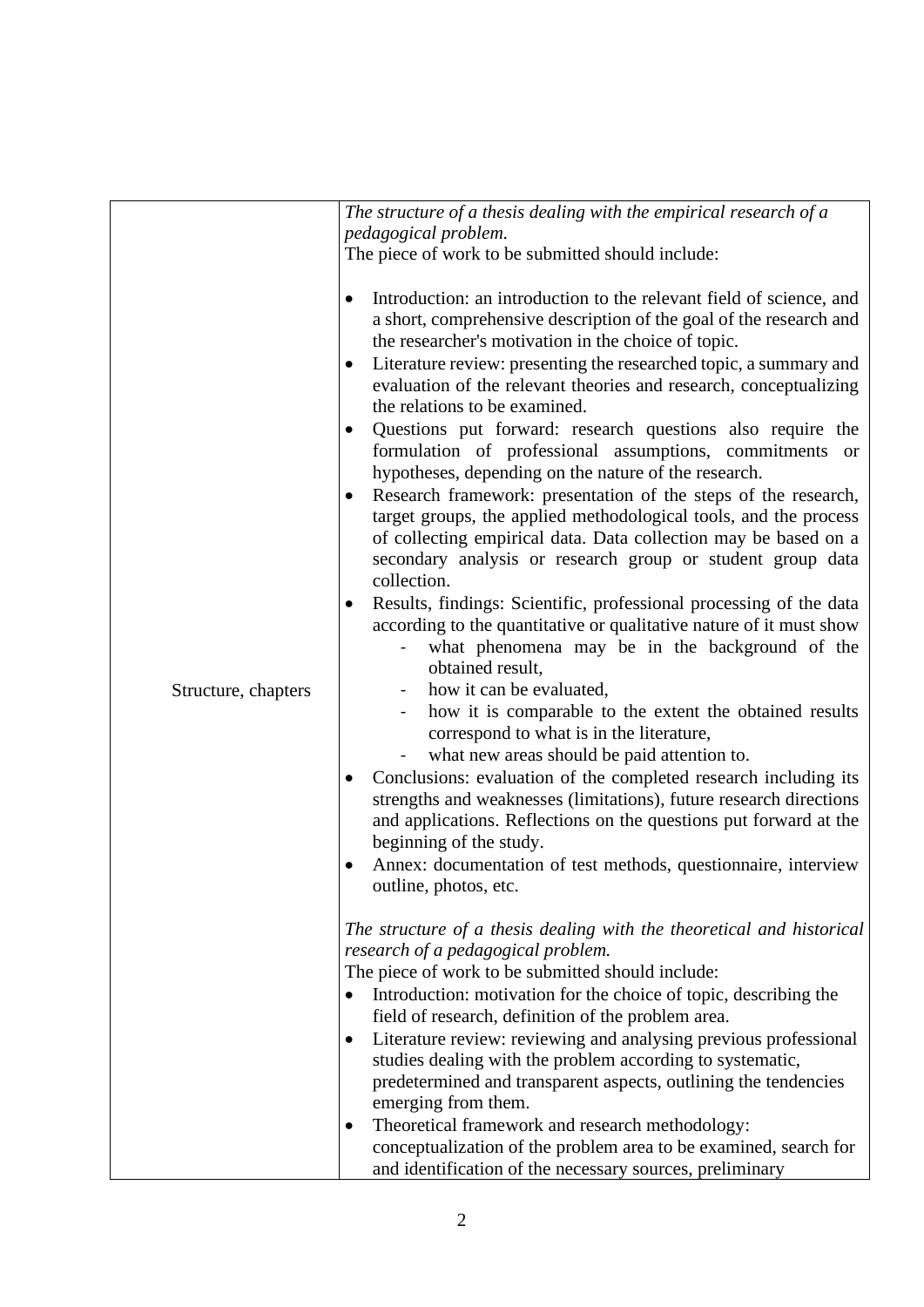| | |
|---|---|
| Structure, chapters | *The structure of a thesis dealing with the empirical research of a pedagogical problem.*<br>The piece of work to be submitted should include:<br><br>• Introduction: an introduction to the relevant field of science, and a short, comprehensive description of the goal of the research and the researcher's motivation in the choice of topic.<br>• Literature review: presenting the researched topic, a summary and evaluation of the relevant theories and research, conceptualizing the relations to be examined.<br>• Questions put forward: research questions also require the formulation of professional assumptions, commitments or hypotheses, depending on the nature of the research.<br>• Research framework: presentation of the steps of the research, target groups, the applied methodological tools, and the process of collecting empirical data. Data collection may be based on a secondary analysis or research group or student group data collection.<br>• Results, findings: Scientific, professional processing of the data according to the quantitative or qualitative nature of it must show<br>  - what phenomena may be in the background of the obtained result,<br>  - how it can be evaluated,<br>  - how it is comparable to the extent the obtained results correspond to what is in the literature,<br>  - what new areas should be paid attention to.<br>• Conclusions: evaluation of the completed research including its strengths and weaknesses (limitations), future research directions and applications. Reflections on the questions put forward at the beginning of the study.<br>• Annex: documentation of test methods, questionnaire, interview outline, photos, etc.<br><br>*The structure of a thesis dealing with the theoretical and historical research of a pedagogical problem.*<br>The piece of work to be submitted should include:<br>• Introduction: motivation for the choice of topic, describing the field of research, definition of the problem area.<br>• Literature review: reviewing and analysing previous professional studies dealing with the problem according to systematic, predetermined and transparent aspects, outlining the tendencies emerging from them.<br>• Theoretical framework and research methodology: conceptualization of the problem area to be examined, search for and identification of the necessary sources, preliminary |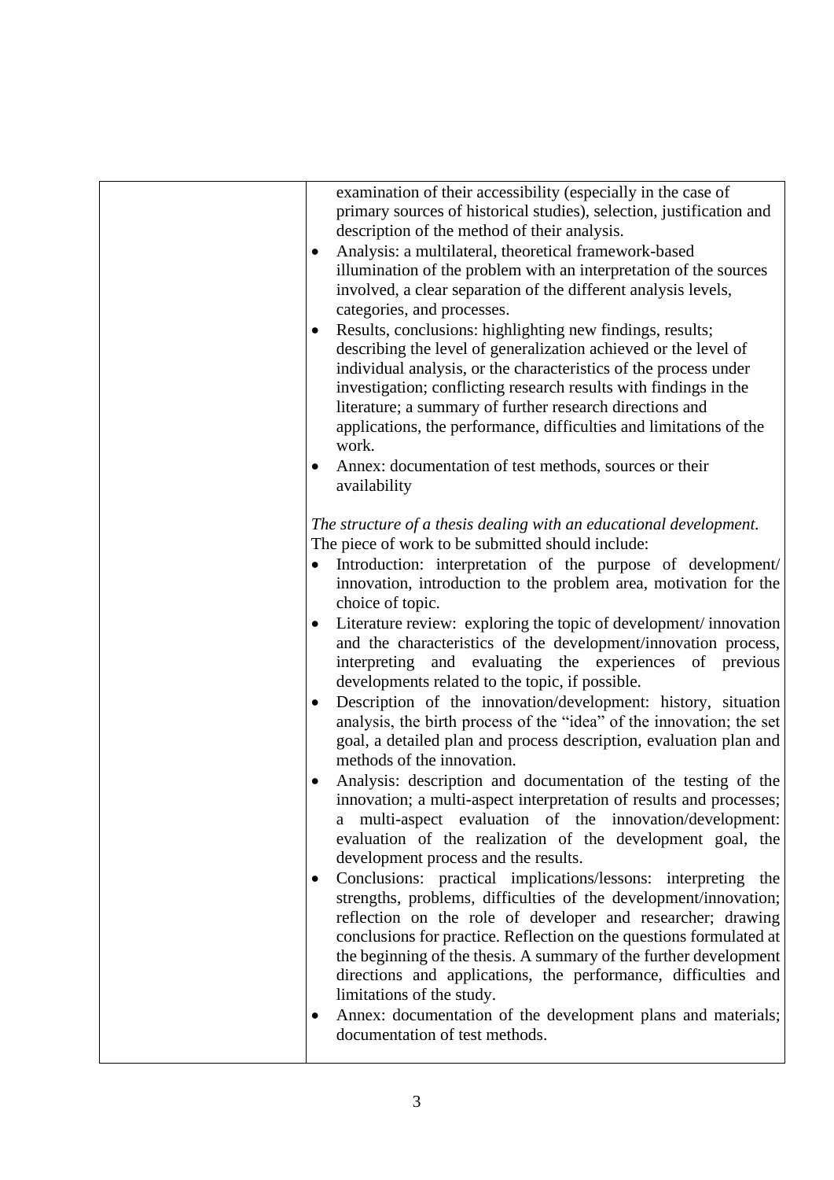| | examination of their accessibility (especially in the case of primary sources of historical studies), selection, justification and description of the method of their analysis.<br>• Analysis: a multilateral, theoretical framework-based illumination of the problem with an interpretation of the sources involved, a clear separation of the different analysis levels, categories, and processes.<br>• Results, conclusions: highlighting new findings, results; describing the level of generalization achieved or the level of individual analysis, or the characteristics of the process under investigation; conflicting research results with findings in the literature; a summary of further research directions and applications, the performance, difficulties and limitations of the work.<br>• Annex: documentation of test methods, sources or their availability<br><br>*The structure of a thesis dealing with an educational development.*<br>The piece of work to be submitted should include:<br>• Introduction: interpretation of the purpose of development/ innovation, introduction to the problem area, motivation for the choice of topic.<br>• Literature review: exploring the topic of development/ innovation and the characteristics of the development/innovation process, interpreting and evaluating the experiences of previous developments related to the topic, if possible.<br>• Description of the innovation/development: history, situation analysis, the birth process of the "idea" of the innovation; the set goal, a detailed plan and process description, evaluation plan and methods of the innovation.<br>• Analysis: description and documentation of the testing of the innovation; a multi-aspect interpretation of results and processes; a multi-aspect evaluation of the innovation/development: evaluation of the realization of the development goal, the development process and the results.<br>• Conclusions: practical implications/lessons: interpreting the strengths, problems, difficulties of the development/innovation; reflection on the role of developer and researcher; drawing conclusions for practice. Reflection on the questions formulated at the beginning of the thesis. A summary of the further development directions and applications, the performance, difficulties and limitations of the study.<br>• Annex: documentation of the development plans and materials; documentation of test methods. |
|---|---|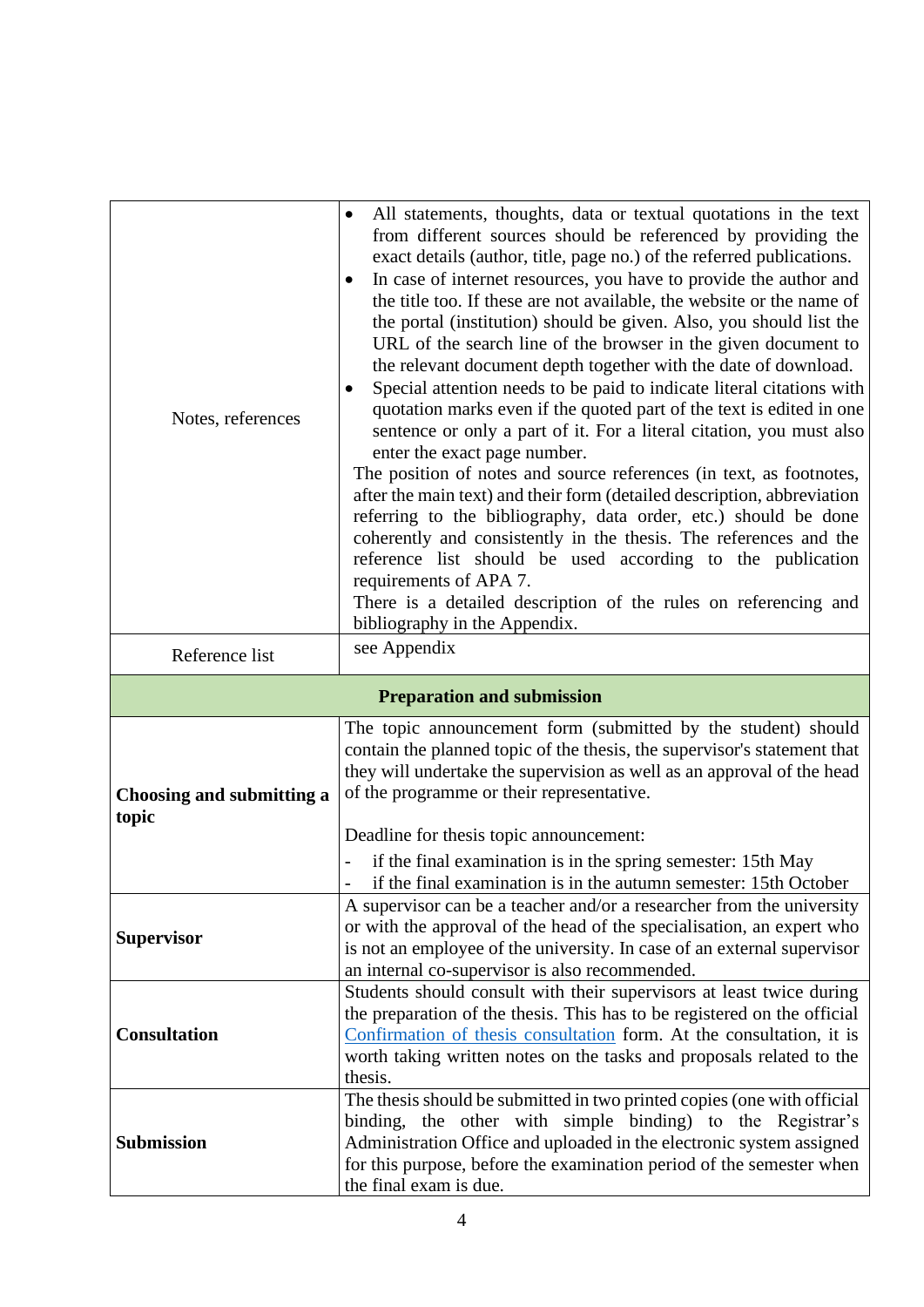| | |
|---|---|
| Notes, references | • All statements, thoughts, data or textual quotations in the text from different sources should be referenced by providing the exact details (author, title, page no.) of the referred publications.<br>• In case of internet resources, you have to provide the author and the title too. If these are not available, the website or the name of the portal (institution) should be given. Also, you should list the URL of the search line of the browser in the given document to the relevant document depth together with the date of download.<br>• Special attention needs to be paid to indicate literal citations with quotation marks even if the quoted part of the text is edited in one sentence or only a part of it. For a literal citation, you must also enter the exact page number.<br>The position of notes and source references (in text, as footnotes, after the main text) and their form (detailed description, abbreviation referring to the bibliography, data order, etc.) should be done coherently and consistently in the thesis. The references and the reference list should be used according to the publication requirements of APA 7.<br>There is a detailed description of the rules on referencing and bibliography in the Appendix. |
| Reference list | see Appendix |
| **Preparation and submission** | |
| **Choosing and submitting a topic** | The topic announcement form (submitted by the student) should contain the planned topic of the thesis, the supervisor's statement that they will undertake the supervision as well as an approval of the head of the programme or their representative.<br><br>Deadline for thesis topic announcement:<br>- if the final examination is in the spring semester: 15th May<br>- if the final examination is in the autumn semester: 15th October |
| **Supervisor** | A supervisor can be a teacher and/or a researcher from the university or with the approval of the head of the specialisation, an expert who is not an employee of the university. In case of an external supervisor an internal co-supervisor is also recommended. |
| **Consultation** | Students should consult with their supervisors at least twice during the preparation of the thesis. This has to be registered on the official Confirmation of thesis consultation form. At the consultation, it is worth taking written notes on the tasks and proposals related to the thesis. |
| **Submission** | The thesis should be submitted in two printed copies (one with official binding, the other with simple binding) to the Registrar's Administration Office and uploaded in the electronic system assigned for this purpose, before the examination period of the semester when the final exam is due. |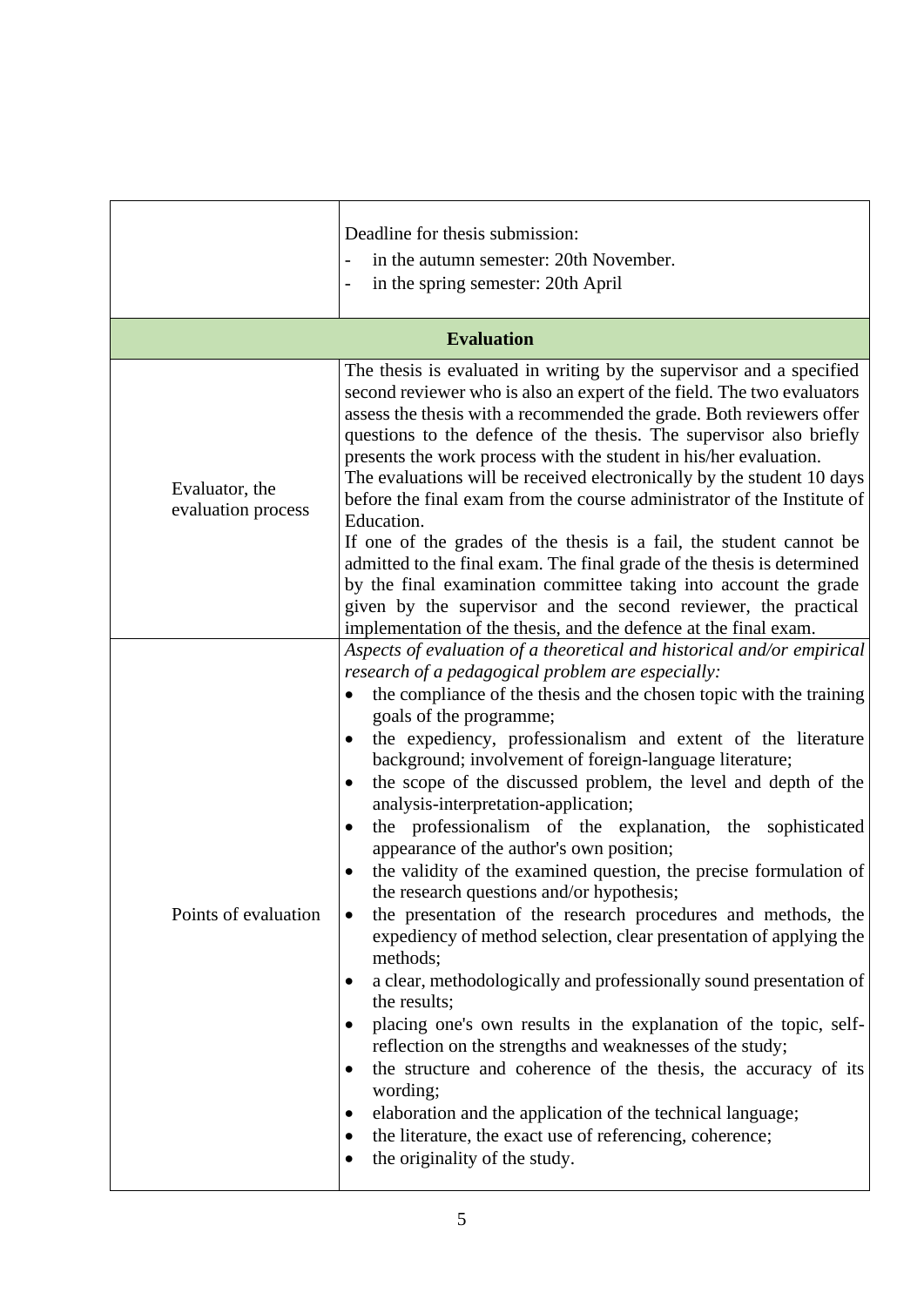| | |
|---|---|
| | Deadline for thesis submission:<br>- in the autumn semester: 20th November.<br>- in the spring semester: 20th April |
| **Evaluation** | |
| Evaluator, the evaluation process | The thesis is evaluated in writing by the supervisor and a specified second reviewer who is also an expert of the field. The two evaluators assess the thesis with a recommended the grade. Both reviewers offer questions to the defence of the thesis. The supervisor also briefly presents the work process with the student in his/her evaluation.<br>The evaluations will be received electronically by the student 10 days before the final exam from the course administrator of the Institute of Education.<br>If one of the grades of the thesis is a fail, the student cannot be admitted to the final exam. The final grade of the thesis is determined by the final examination committee taking into account the grade given by the supervisor and the second reviewer, the practical implementation of the thesis, and the defence at the final exam. |
| Points of evaluation | *Aspects of evaluation of a theoretical and historical and/or empirical research of a pedagogical problem are especially:*<br>• the compliance of the thesis and the chosen topic with the training goals of the programme;<br>• the expediency, professionalism and extent of the literature background; involvement of foreign-language literature;<br>• the scope of the discussed problem, the level and depth of the analysis-interpretation-application;<br>• the professionalism of the explanation, the sophisticated appearance of the author's own position;<br>• the validity of the examined question, the precise formulation of the research questions and/or hypothesis;<br>• the presentation of the research procedures and methods, the expediency of method selection, clear presentation of applying the methods;<br>• a clear, methodologically and professionally sound presentation of the results;<br>• placing one's own results in the explanation of the topic, self-reflection on the strengths and weaknesses of the study;<br>• the structure and coherence of the thesis, the accuracy of its wording;<br>• elaboration and the application of the technical language;<br>• the literature, the exact use of referencing, coherence;<br>• the originality of the study. |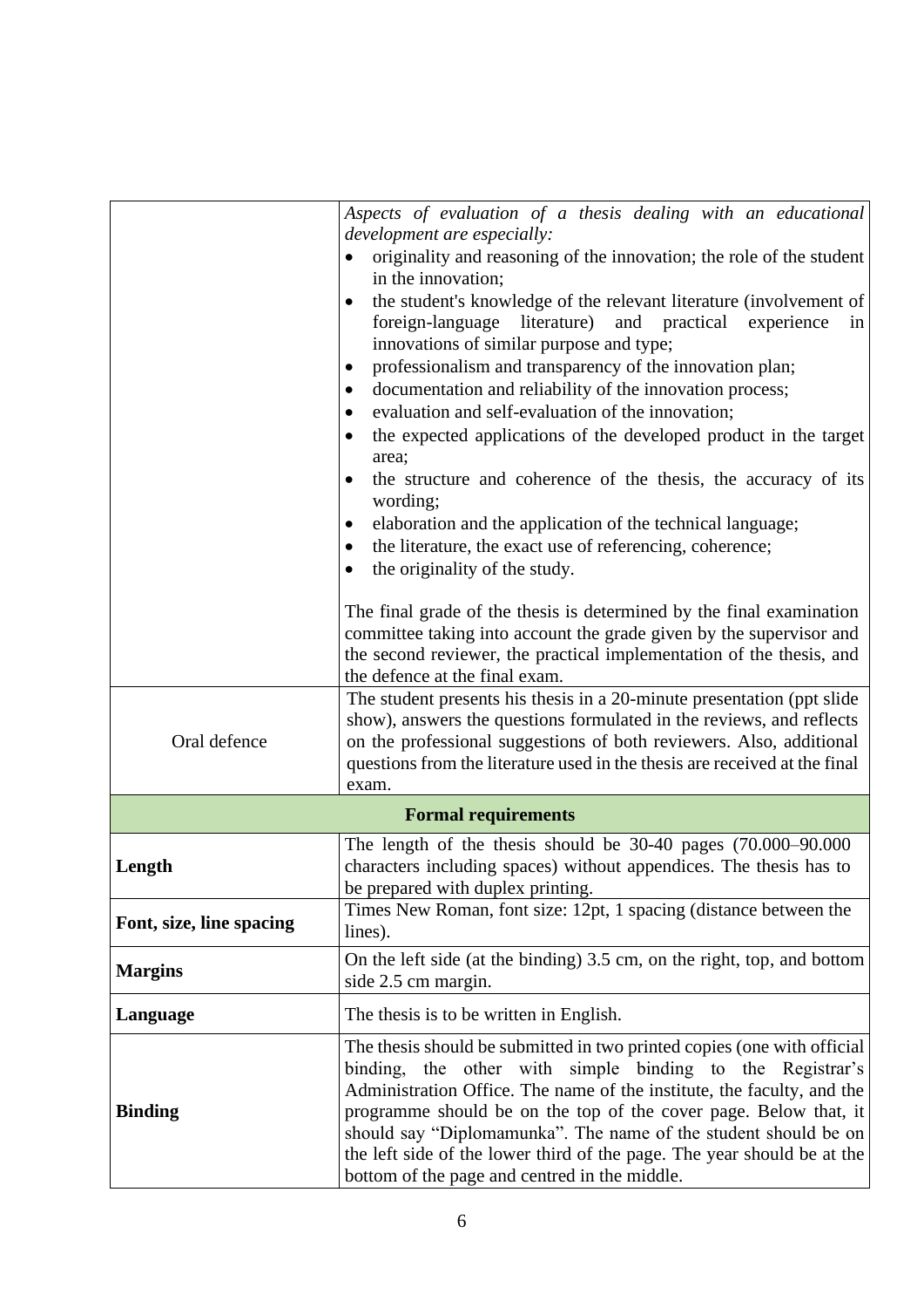| | |
|---|---|
| | *Aspects of evaluation of a thesis dealing with an educational development are especially:*<br>• originality and reasoning of the innovation; the role of the student in the innovation;<br>• the student's knowledge of the relevant literature (involvement of foreign-language literature) and practical experience in innovations of similar purpose and type;<br>• professionalism and transparency of the innovation plan;<br>• documentation and reliability of the innovation process;<br>• evaluation and self-evaluation of the innovation;<br>• the expected applications of the developed product in the target area;<br>• the structure and coherence of the thesis, the accuracy of its wording;<br>• elaboration and the application of the technical language;<br>• the literature, the exact use of referencing, coherence;<br>• the originality of the study.<br><br>The final grade of the thesis is determined by the final examination committee taking into account the grade given by the supervisor and the second reviewer, the practical implementation of the thesis, and the defence at the final exam. |
| Oral defence | The student presents his thesis in a 20-minute presentation (ppt slide show), answers the questions formulated in the reviews, and reflects on the professional suggestions of both reviewers. Also, additional questions from the literature used in the thesis are received at the final exam. |
| **Formal requirements** | |
| **Length** | The length of the thesis should be 30-40 pages (70.000–90.000 characters including spaces) without appendices. The thesis has to be prepared with duplex printing. |
| **Font, size, line spacing** | Times New Roman, font size: 12pt, 1 spacing (distance between the lines). |
| **Margins** | On the left side (at the binding) 3.5 cm, on the right, top, and bottom side 2.5 cm margin. |
| **Language** | The thesis is to be written in English. |
| **Binding** | The thesis should be submitted in two printed copies (one with official binding, the other with simple binding to the Registrar's Administration Office. The name of the institute, the faculty, and the programme should be on the top of the cover page. Below that, it should say "Diplomamunka". The name of the student should be on the left side of the lower third of the page. The year should be at the bottom of the page and centred in the middle. |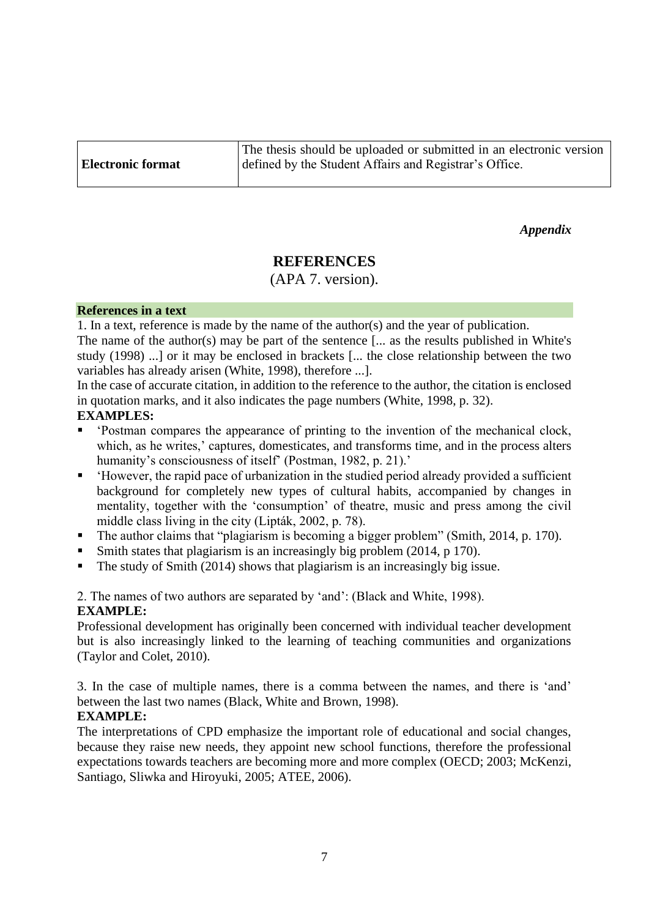| Electronic format | The thesis should be uploaded or submitted in an electronic version defined by the Student Affairs and Registrar's Office. |
|---|---|

***Appendix***

## REFERENCES

(APA 7. version).

**References in a text**

1. In a text, reference is made by the name of the author(s) and the year of publication.

The name of the author(s) may be part of the sentence [... as the results published in White's study (1998) ...] or it may be enclosed in brackets [... the close relationship between the two variables has already arisen (White, 1998), therefore ...].

In the case of accurate citation, in addition to the reference to the author, the citation is enclosed in quotation marks, and it also indicates the page numbers (White, 1998, p. 32).

**EXAMPLES:**

- 'Postman compares the appearance of printing to the invention of the mechanical clock, which, as he writes,' captures, domesticates, and transforms time, and in the process alters humanity's consciousness of itself' (Postman, 1982, p. 21).'
- 'However, the rapid pace of urbanization in the studied period already provided a sufficient background for completely new types of cultural habits, accompanied by changes in mentality, together with the 'consumption' of theatre, music and press among the civil middle class living in the city (Lipták, 2002, p. 78).
- The author claims that "plagiarism is becoming a bigger problem" (Smith, 2014, p. 170).
- Smith states that plagiarism is an increasingly big problem (2014, p 170).
- The study of Smith (2014) shows that plagiarism is an increasingly big issue.

2. The names of two authors are separated by 'and': (Black and White, 1998).

**EXAMPLE:**

Professional development has originally been concerned with individual teacher development but is also increasingly linked to the learning of teaching communities and organizations (Taylor and Colet, 2010).

3. In the case of multiple names, there is a comma between the names, and there is 'and' between the last two names (Black, White and Brown, 1998).

**EXAMPLE:**

The interpretations of CPD emphasize the important role of educational and social changes, because they raise new needs, they appoint new school functions, therefore the professional expectations towards teachers are becoming more and more complex (OECD; 2003; McKenzi, Santiago, Sliwka and Hiroyuki, 2005; ATEE, 2006).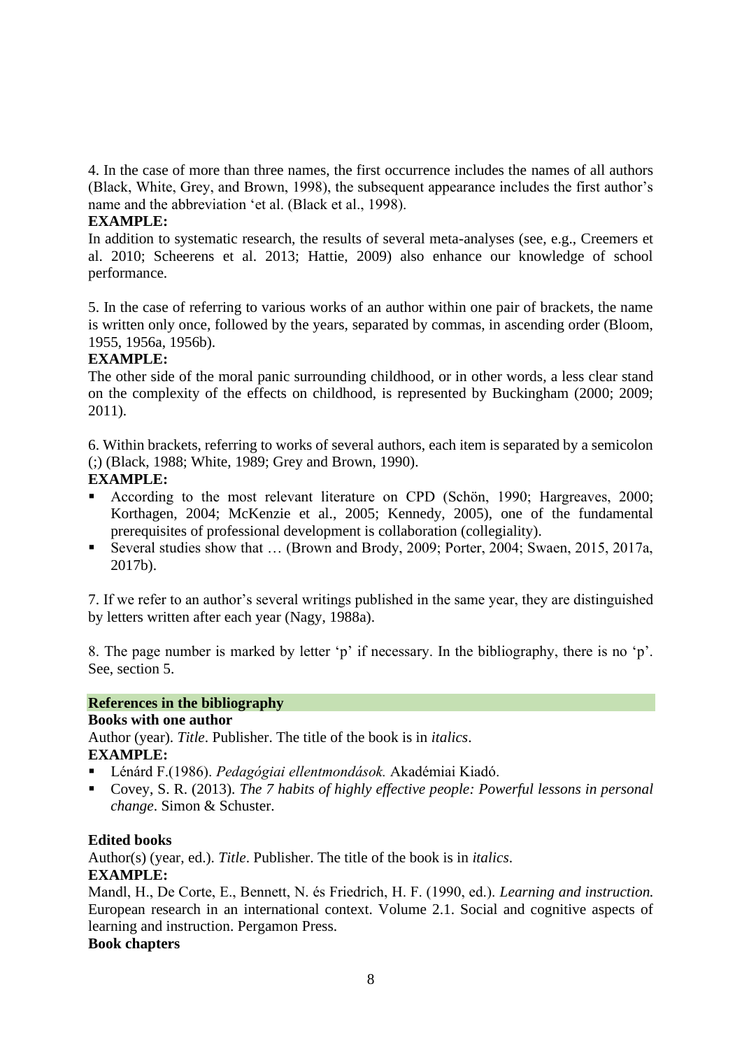4. In the case of more than three names, the first occurrence includes the names of all authors (Black, White, Grey, and Brown, 1998), the subsequent appearance includes the first author's name and the abbreviation 'et al. (Black et al., 1998).

**EXAMPLE:**

In addition to systematic research, the results of several meta-analyses (see, e.g., Creemers et al. 2010; Scheerens et al. 2013; Hattie, 2009) also enhance our knowledge of school performance.

5. In the case of referring to various works of an author within one pair of brackets, the name is written only once, followed by the years, separated by commas, in ascending order (Bloom, 1955, 1956a, 1956b).

**EXAMPLE:**

The other side of the moral panic surrounding childhood, or in other words, a less clear stand on the complexity of the effects on childhood, is represented by Buckingham (2000; 2009; 2011).

6. Within brackets, referring to works of several authors, each item is separated by a semicolon (;) (Black, 1988; White, 1989; Grey and Brown, 1990).

**EXAMPLE:**

- According to the most relevant literature on CPD (Schön, 1990; Hargreaves, 2000; Korthagen, 2004; McKenzie et al., 2005; Kennedy, 2005), one of the fundamental prerequisites of professional development is collaboration (collegiality).
- Several studies show that … (Brown and Brody, 2009; Porter, 2004; Swaen, 2015, 2017a, 2017b).

7. If we refer to an author's several writings published in the same year, they are distinguished by letters written after each year (Nagy, 1988a).

8. The page number is marked by letter 'p' if necessary. In the bibliography, there is no 'p'. See, section 5.

## References in the bibliography

**Books with one author**

Author (year). *Title*. Publisher. The title of the book is in *italics*.

**EXAMPLE:**

- Lénárd F.(1986). *Pedagógiai ellentmondások.* Akadémiai Kiadó.
- Covey, S. R. (2013). *The 7 habits of highly effective people: Powerful lessons in personal change*. Simon & Schuster.

**Edited books**

Author(s) (year, ed.). *Title*. Publisher. The title of the book is in *italics*.

**EXAMPLE:**

Mandl, H., De Corte, E., Bennett, N. és Friedrich, H. F. (1990, ed.). *Learning and instruction.* European research in an international context. Volume 2.1. Social and cognitive aspects of learning and instruction. Pergamon Press.

**Book chapters**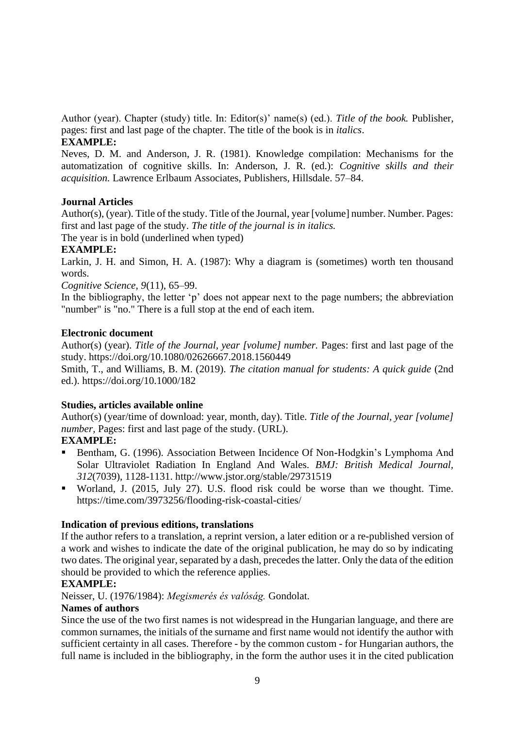Author (year). Chapter (study) title. In: Editor(s)' name(s) (ed.). *Title of the book.* Publisher, pages: first and last page of the chapter. The title of the book is in *italics*.

**EXAMPLE:**

Neves, D. M. and Anderson, J. R. (1981). Knowledge compilation: Mechanisms for the automatization of cognitive skills. In: Anderson, J. R. (ed.): *Cognitive skills and their acquisition.* Lawrence Erlbaum Associates, Publishers, Hillsdale. 57–84.

**Journal Articles**

Author(s), (year). Title of the study. Title of the Journal, year [volume] number. Number. Pages: first and last page of the study. *The title of the journal is in italics.*

The year is in bold (underlined when typed)

**EXAMPLE:**

Larkin, J. H. and Simon, H. A. (1987): Why a diagram is (sometimes) worth ten thousand words.

*Cognitive Science*, *9*(11), 65–99.

In the bibliography, the letter 'p' does not appear next to the page numbers; the abbreviation "number" is "no." There is a full stop at the end of each item.

**Electronic document**

Author(s) (year). *Title of the Journal, year [volume] number.* Pages: first and last page of the study. https://doi.org/10.1080/02626667.2018.1560449

Smith, T., and Williams, B. M. (2019). *The citation manual for students: A quick guide* (2nd ed.). https://doi.org/10.1000/182

**Studies, articles available online**

Author(s) (year/time of download: year, month, day). Title. *Title of the Journal, year [volume] number*, Pages: first and last page of the study. (URL).

**EXAMPLE:**

- Bentham, G. (1996). Association Between Incidence Of Non-Hodgkin's Lymphoma And Solar Ultraviolet Radiation In England And Wales. *BMJ: British Medical Journal, 312*(7039), 1128-1131. http://www.jstor.org/stable/29731519
- Worland, J. (2015, July 27). U.S. flood risk could be worse than we thought. Time. https://time.com/3973256/flooding-risk-coastal-cities/

**Indication of previous editions, translations**

If the author refers to a translation, a reprint version, a later edition or a re-published version of a work and wishes to indicate the date of the original publication, he may do so by indicating two dates. The original year, separated by a dash, precedes the latter. Only the data of the edition should be provided to which the reference applies.

**EXAMPLE:**

Neisser, U. (1976/1984): *Megismerés és valóság.* Gondolat.

**Names of authors**

Since the use of the two first names is not widespread in the Hungarian language, and there are common surnames, the initials of the surname and first name would not identify the author with sufficient certainty in all cases. Therefore - by the common custom - for Hungarian authors, the full name is included in the bibliography, in the form the author uses it in the cited publication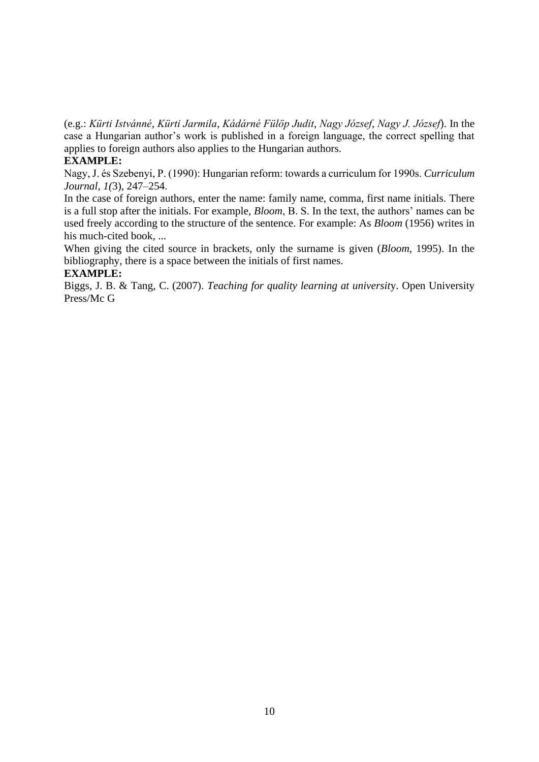(e.g.: *Kürti Istvánné*, *Kürti Jarmila*, *Kádárné Fülöp Judit*, *Nagy József*, *Nagy J. József*). In the case a Hungarian author's work is published in a foreign language, the correct spelling that applies to foreign authors also applies to the Hungarian authors.

**EXAMPLE:**

Nagy, J. és Szebenyi, P. (1990): Hungarian reform: towards a curriculum for 1990s. *Curriculum Journal*, *1(*3), 247–254.

In the case of foreign authors, enter the name: family name, comma, first name initials. There is a full stop after the initials. For example, *Bloom*, B. S. In the text, the authors' names can be used freely according to the structure of the sentence. For example: As *Bloom* (1956) writes in his much-cited book, ...

When giving the cited source in brackets, only the surname is given (*Bloom*, 1995). In the bibliography, there is a space between the initials of first names.

**EXAMPLE:**

Biggs, J. B. & Tang, C. (2007). *Teaching for quality learning at universit*y. Open University Press/Mc G